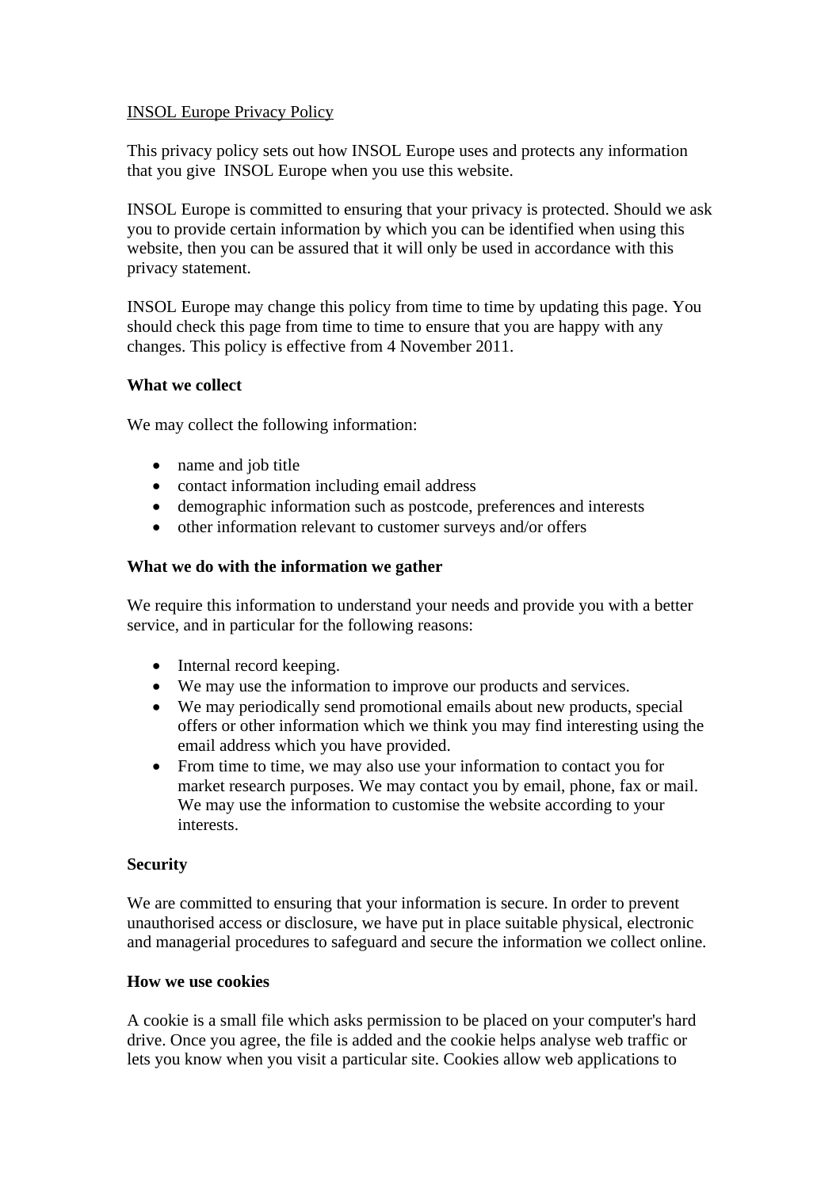INSOL Europe Privacy Policy

This privacy policy sets out how INSOL Europe uses and protects any information that you give INSOL Europe when you use this website.

INSOL Europe is committed to ensuring that your privacy is protected. Should we ask you to provide certain information by which you can be identified when using this website, then you can be assured that it will only be used in accordance with this privacy statement.

INSOL Europe may change this policy from time to time by updating this page. You should check this page from time to time to ensure that you are happy with any changes. This policy is effective from 4 November 2011.

**What we collect**

We may collect the following information:

- name and job title
- contact information including email address
- demographic information such as postcode, preferences and interests
- other information relevant to customer surveys and/or offers

**What we do with the information we gather**

We require this information to understand your needs and provide you with a better service, and in particular for the following reasons:

- Internal record keeping.
- We may use the information to improve our products and services.
- We may periodically send promotional emails about new products, special offers or other information which we think you may find interesting using the email address which you have provided.
- From time to time, we may also use your information to contact you for market research purposes. We may contact you by email, phone, fax or mail. We may use the information to customise the website according to your interests.

**Security**

We are committed to ensuring that your information is secure. In order to prevent unauthorised access or disclosure, we have put in place suitable physical, electronic and managerial procedures to safeguard and secure the information we collect online.

**How we use cookies**

A cookie is a small file which asks permission to be placed on your computer's hard drive. Once you agree, the file is added and the cookie helps analyse web traffic or lets you know when you visit a particular site. Cookies allow web applications to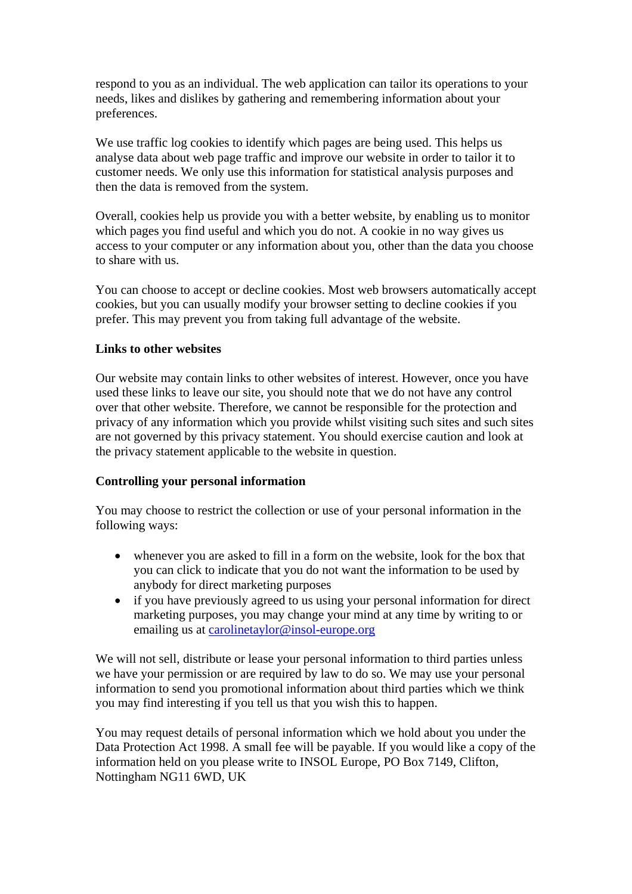respond to you as an individual. The web application can tailor its operations to your needs, likes and dislikes by gathering and remembering information about your preferences.

We use traffic log cookies to identify which pages are being used. This helps us analyse data about web page traffic and improve our website in order to tailor it to customer needs. We only use this information for statistical analysis purposes and then the data is removed from the system.

Overall, cookies help us provide you with a better website, by enabling us to monitor which pages you find useful and which you do not. A cookie in no way gives us access to your computer or any information about you, other than the data you choose to share with us.

You can choose to accept or decline cookies. Most web browsers automatically accept cookies, but you can usually modify your browser setting to decline cookies if you prefer. This may prevent you from taking full advantage of the website.

**Links to other websites**

Our website may contain links to other websites of interest. However, once you have used these links to leave our site, you should note that we do not have any control over that other website. Therefore, we cannot be responsible for the protection and privacy of any information which you provide whilst visiting such sites and such sites are not governed by this privacy statement. You should exercise caution and look at the privacy statement applicable to the website in question.

**Controlling your personal information**

You may choose to restrict the collection or use of your personal information in the following ways:

- whenever you are asked to fill in a form on the website, look for the box that you can click to indicate that you do not want the information to be used by anybody for direct marketing purposes
- if you have previously agreed to us using your personal information for direct marketing purposes, you may change your mind at any time by writing to or emailing us at carolinetaylor@insol-europe.org

We will not sell, distribute or lease your personal information to third parties unless we have your permission or are required by law to do so. We may use your personal information to send you promotional information about third parties which we think you may find interesting if you tell us that you wish this to happen.

You may request details of personal information which we hold about you under the Data Protection Act 1998. A small fee will be payable. If you would like a copy of the information held on you please write to INSOL Europe, PO Box 7149, Clifton, Nottingham NG11 6WD, UK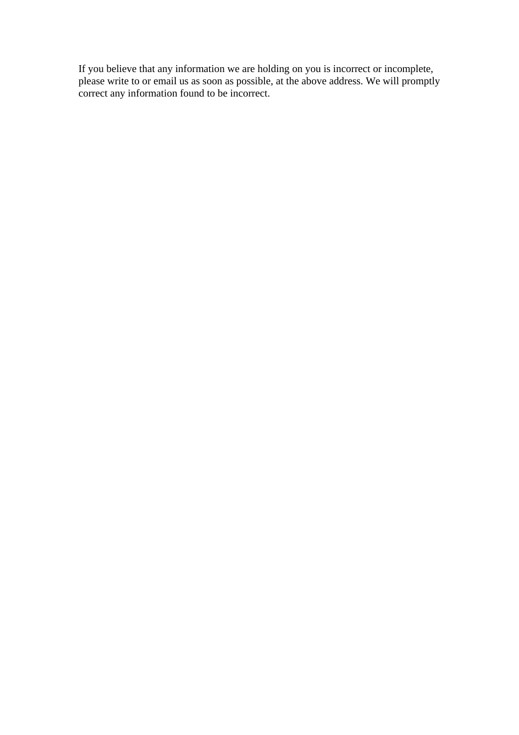If you believe that any information we are holding on you is incorrect or incomplete, please write to or email us as soon as possible, at the above address. We will promptly correct any information found to be incorrect.